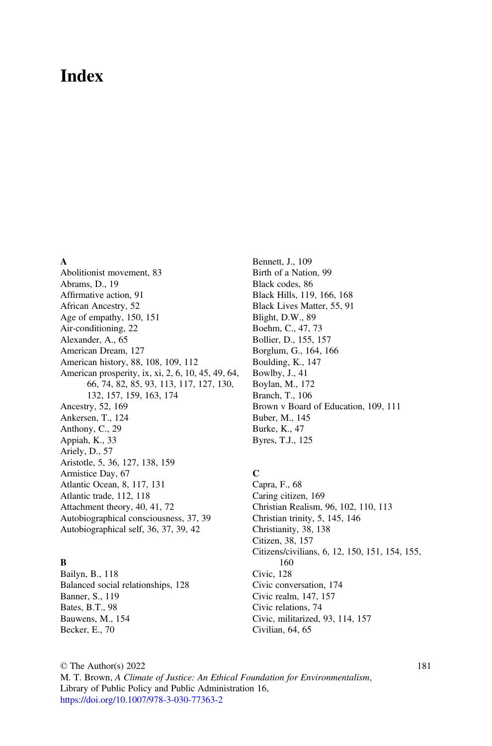# Index

**A**

Abolitionist movement, 83
Abrams, D., 19
Affirmative action, 91
African Ancestry, 52
Age of empathy, 150, 151
Air-conditioning, 22
Alexander, A., 65
American Dream, 127
American history, 88, 108, 109, 112
American prosperity, ix, xi, 2, 6, 10, 45, 49, 64, 66, 74, 82, 85, 93, 113, 117, 127, 130, 132, 157, 159, 163, 174
Ancestry, 52, 169
Ankersen, T., 124
Anthony, C., 29
Appiah, K., 33
Ariely, D., 57
Aristotle, 5, 36, 127, 138, 159
Armistice Day, 67
Atlantic Ocean, 8, 117, 131
Atlantic trade, 112, 118
Attachment theory, 40, 41, 72
Autobiographical consciousness, 37, 39
Autobiographical self, 36, 37, 39, 42

**B**

Bailyn, B., 118
Balanced social relationships, 128
Banner, S., 119
Bates, B.T., 98
Bauwens, M., 154
Becker, E., 70
Bennett, J., 109
Birth of a Nation, 99
Black codes, 86
Black Hills, 119, 166, 168
Black Lives Matter, 55, 91
Blight, D.W., 89
Boehm, C., 47, 73
Bollier, D., 155, 157
Borglum, G., 164, 166
Boulding, K., 147
Bowlby, J., 41
Boylan, M., 172
Branch, T., 106
Brown v Board of Education, 109, 111
Buber, M., 145
Burke, K., 47
Byres, T.J., 125

**C**

Capra, F., 68
Caring citizen, 169
Christian Realism, 96, 102, 110, 113
Christian trinity, 5, 145, 146
Christianity, 38, 138
Citizen, 38, 157
Citizens/civilians, 6, 12, 150, 151, 154, 155, 160
Civic, 128
Civic conversation, 174
Civic realm, 147, 157
Civic relations, 74
Civic, militarized, 93, 114, 157
Civilian, 64, 65

© The Author(s) 2022
M. T. Brown, *A Climate of Justice: An Ethical Foundation for Environmentalism*, Library of Public Policy and Public Administration 16,
https://doi.org/10.1007/978-3-030-77363-2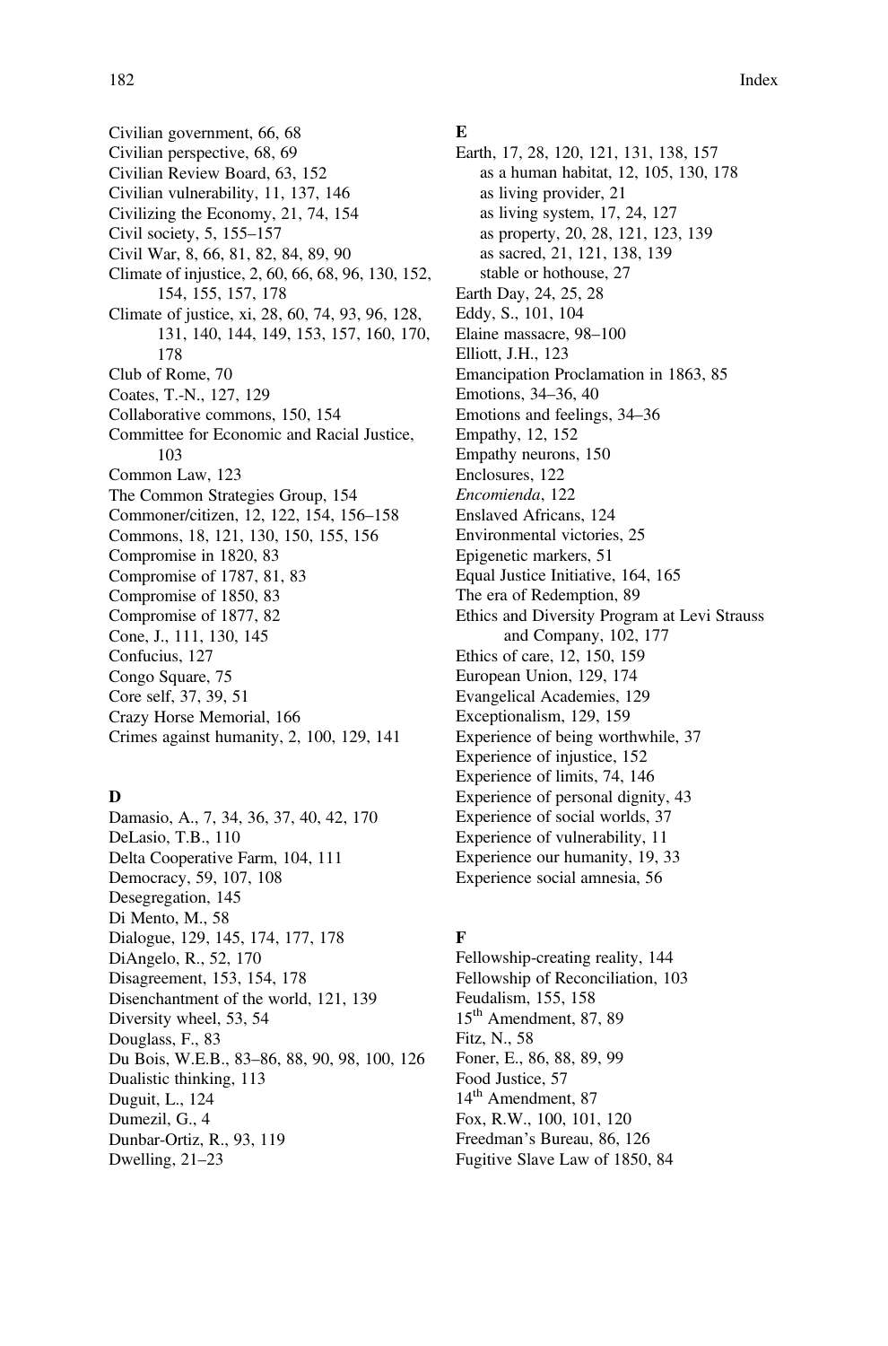Civilian government, 66, 68
Civilian perspective, 68, 69
Civilian Review Board, 63, 152
Civilian vulnerability, 11, 137, 146
Civilizing the Economy, 21, 74, 154
Civil society, 5, 155–157
Civil War, 8, 66, 81, 82, 84, 89, 90
Climate of injustice, 2, 60, 66, 68, 96, 130, 152, 154, 155, 157, 178
Climate of justice, xi, 28, 60, 74, 93, 96, 128, 131, 140, 144, 149, 153, 157, 160, 170, 178
Club of Rome, 70
Coates, T.-N., 127, 129
Collaborative commons, 150, 154
Committee for Economic and Racial Justice, 103
Common Law, 123
The Common Strategies Group, 154
Commoner/citizen, 12, 122, 154, 156–158
Commons, 18, 121, 130, 150, 155, 156
Compromise in 1820, 83
Compromise of 1787, 81, 83
Compromise of 1850, 83
Compromise of 1877, 82
Cone, J., 111, 130, 145
Confucius, 127
Congo Square, 75
Core self, 37, 39, 51
Crazy Horse Memorial, 166
Crimes against humanity, 2, 100, 129, 141

**D**

Damasio, A., 7, 34, 36, 37, 40, 42, 170
DeLasio, T.B., 110
Delta Cooperative Farm, 104, 111
Democracy, 59, 107, 108
Desegregation, 145
Di Mento, M., 58
Dialogue, 129, 145, 174, 177, 178
DiAngelo, R., 52, 170
Disagreement, 153, 154, 178
Disenchantment of the world, 121, 139
Diversity wheel, 53, 54
Douglass, F., 83
Du Bois, W.E.B., 83–86, 88, 90, 98, 100, 126
Dualistic thinking, 113
Duguit, L., 124
Dumezil, G., 4
Dunbar-Ortiz, R., 93, 119
Dwelling, 21–23

**E**

Earth, 17, 28, 120, 121, 131, 138, 157
  as a human habitat, 12, 105, 130, 178
  as living provider, 21
  as living system, 17, 24, 127
  as property, 20, 28, 121, 123, 139
  as sacred, 21, 121, 138, 139
  stable or hothouse, 27
Earth Day, 24, 25, 28
Eddy, S., 101, 104
Elaine massacre, 98–100
Elliott, J.H., 123
Emancipation Proclamation in 1863, 85
Emotions, 34–36, 40
Emotions and feelings, 34–36
Empathy, 12, 152
Empathy neurons, 150
Enclosures, 122
*Encomienda*, 122
Enslaved Africans, 124
Environmental victories, 25
Epigenetic markers, 51
Equal Justice Initiative, 164, 165
The era of Redemption, 89
Ethics and Diversity Program at Levi Strauss and Company, 102, 177
Ethics of care, 12, 150, 159
European Union, 129, 174
Evangelical Academies, 129
Exceptionalism, 129, 159
Experience of being worthwhile, 37
Experience of injustice, 152
Experience of limits, 74, 146
Experience of personal dignity, 43
Experience of social worlds, 37
Experience of vulnerability, 11
Experience our humanity, 19, 33
Experience social amnesia, 56

**F**

Fellowship-creating reality, 144
Fellowship of Reconciliation, 103
Feudalism, 155, 158
15th Amendment, 87, 89
Fitz, N., 58
Foner, E., 86, 88, 89, 99
Food Justice, 57
14th Amendment, 87
Fox, R.W., 100, 101, 120
Freedman's Bureau, 86, 126
Fugitive Slave Law of 1850, 84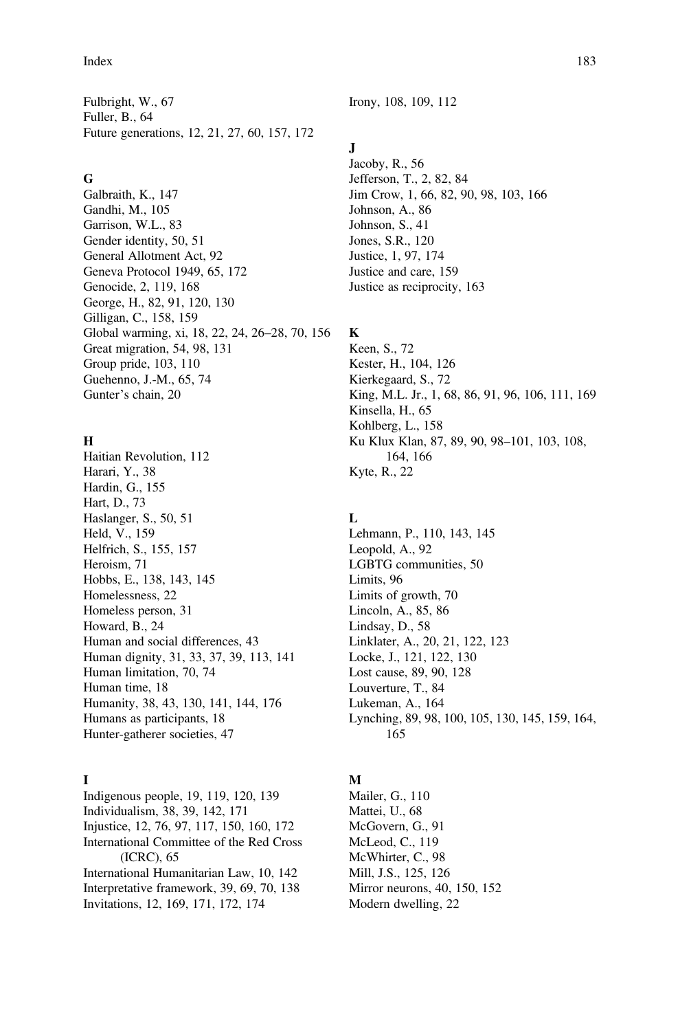Fulbright, W., 67
Fuller, B., 64
Future generations, 12, 21, 27, 60, 157, 172

**G**

Galbraith, K., 147
Gandhi, M., 105
Garrison, W.L., 83
Gender identity, 50, 51
General Allotment Act, 92
Geneva Protocol 1949, 65, 172
Genocide, 2, 119, 168
George, H., 82, 91, 120, 130
Gilligan, C., 158, 159
Global warming, xi, 18, 22, 24, 26–28, 70, 156
Great migration, 54, 98, 131
Group pride, 103, 110
Guehenno, J.-M., 65, 74
Gunter's chain, 20

**H**

Haitian Revolution, 112
Harari, Y., 38
Hardin, G., 155
Hart, D., 73
Haslanger, S., 50, 51
Held, V., 159
Helfrich, S., 155, 157
Heroism, 71
Hobbs, E., 138, 143, 145
Homelessness, 22
Homeless person, 31
Howard, B., 24
Human and social differences, 43
Human dignity, 31, 33, 37, 39, 113, 141
Human limitation, 70, 74
Human time, 18
Humanity, 38, 43, 130, 141, 144, 176
Humans as participants, 18
Hunter-gatherer societies, 47

**I**

Indigenous people, 19, 119, 120, 139
Individualism, 38, 39, 142, 171
Injustice, 12, 76, 97, 117, 150, 160, 172
International Committee of the Red Cross (ICRC), 65
International Humanitarian Law, 10, 142
Interpretative framework, 39, 69, 70, 138
Invitations, 12, 169, 171, 172, 174
Irony, 108, 109, 112

**J**

Jacoby, R., 56
Jefferson, T., 2, 82, 84
Jim Crow, 1, 66, 82, 90, 98, 103, 166
Johnson, A., 86
Johnson, S., 41
Jones, S.R., 120
Justice, 1, 97, 174
Justice and care, 159
Justice as reciprocity, 163

**K**

Keen, S., 72
Kester, H., 104, 126
Kierkegaard, S., 72
King, M.L. Jr., 1, 68, 86, 91, 96, 106, 111, 169
Kinsella, H., 65
Kohlberg, L., 158
Ku Klux Klan, 87, 89, 90, 98–101, 103, 108, 164, 166
Kyte, R., 22

**L**

Lehmann, P., 110, 143, 145
Leopold, A., 92
LGBTG communities, 50
Limits, 96
Limits of growth, 70
Lincoln, A., 85, 86
Lindsay, D., 58
Linklater, A., 20, 21, 122, 123
Locke, J., 121, 122, 130
Lost cause, 89, 90, 128
Louverture, T., 84
Lukeman, A., 164
Lynching, 89, 98, 100, 105, 130, 145, 159, 164, 165

**M**

Mailer, G., 110
Mattei, U., 68
McGovern, G., 91
McLeod, C., 119
McWhirter, C., 98
Mill, J.S., 125, 126
Mirror neurons, 40, 150, 152
Modern dwelling, 22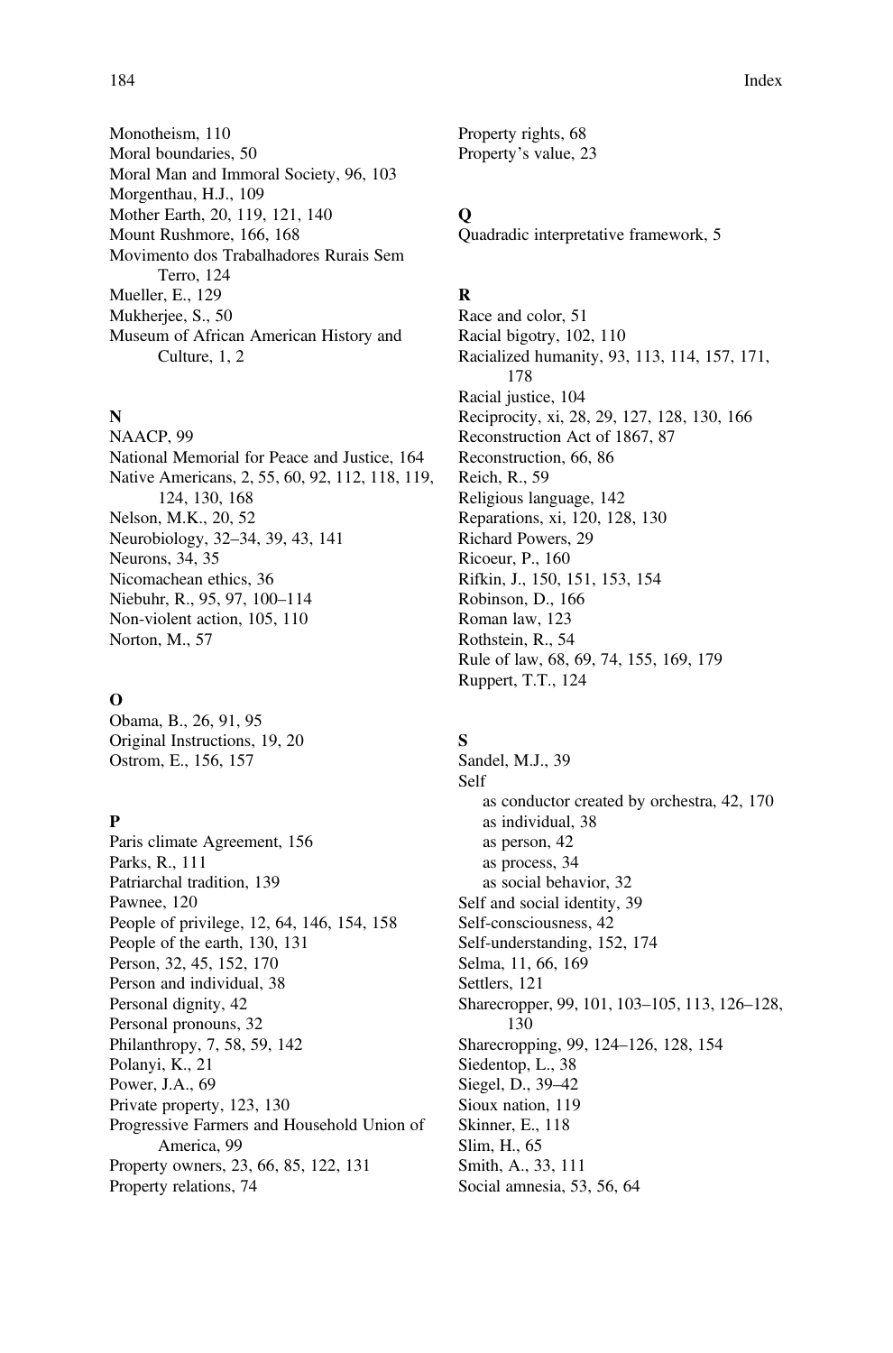Monotheism, 110
Moral boundaries, 50
Moral Man and Immoral Society, 96, 103
Morgenthau, H.J., 109
Mother Earth, 20, 119, 121, 140
Mount Rushmore, 166, 168
Movimento dos Trabalhadores Rurais Sem Terro, 124
Mueller, E., 129
Mukherjee, S., 50
Museum of African American History and Culture, 1, 2

**N**

NAACP, 99
National Memorial for Peace and Justice, 164
Native Americans, 2, 55, 60, 92, 112, 118, 119, 124, 130, 168
Nelson, M.K., 20, 52
Neurobiology, 32–34, 39, 43, 141
Neurons, 34, 35
Nicomachean ethics, 36
Niebuhr, R., 95, 97, 100–114
Non-violent action, 105, 110
Norton, M., 57

**O**

Obama, B., 26, 91, 95
Original Instructions, 19, 20
Ostrom, E., 156, 157

**P**

Paris climate Agreement, 156
Parks, R., 111
Patriarchal tradition, 139
Pawnee, 120
People of privilege, 12, 64, 146, 154, 158
People of the earth, 130, 131
Person, 32, 45, 152, 170
Person and individual, 38
Personal dignity, 42
Personal pronouns, 32
Philanthropy, 7, 58, 59, 142
Polanyi, K., 21
Power, J.A., 69
Private property, 123, 130
Progressive Farmers and Household Union of America, 99
Property owners, 23, 66, 85, 122, 131
Property relations, 74
Property rights, 68
Property's value, 23

**Q**

Quadradic interpretative framework, 5

**R**

Race and color, 51
Racial bigotry, 102, 110
Racialized humanity, 93, 113, 114, 157, 171, 178
Racial justice, 104
Reciprocity, xi, 28, 29, 127, 128, 130, 166
Reconstruction Act of 1867, 87
Reconstruction, 66, 86
Reich, R., 59
Religious language, 142
Reparations, xi, 120, 128, 130
Richard Powers, 29
Ricoeur, P., 160
Rifkin, J., 150, 151, 153, 154
Robinson, D., 166
Roman law, 123
Rothstein, R., 54
Rule of law, 68, 69, 74, 155, 169, 179
Ruppert, T.T., 124

**S**

Sandel, M.J., 39
Self
- as conductor created by orchestra, 42, 170
- as individual, 38
- as person, 42
- as process, 34
- as social behavior, 32

Self and social identity, 39
Self-consciousness, 42
Self-understanding, 152, 174
Selma, 11, 66, 169
Settlers, 121
Sharecropper, 99, 101, 103–105, 113, 126–128, 130
Sharecropping, 99, 124–126, 128, 154
Siedentop, L., 38
Siegel, D., 39–42
Sioux nation, 119
Skinner, E., 118
Slim, H., 65
Smith, A., 33, 111
Social amnesia, 53, 56, 64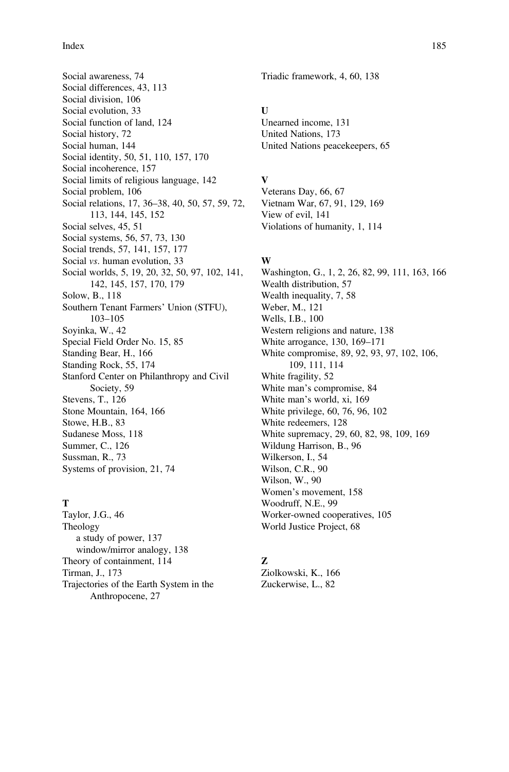Social awareness, 74
Social differences, 43, 113
Social division, 106
Social evolution, 33
Social function of land, 124
Social history, 72
Social human, 144
Social identity, 50, 51, 110, 157, 170
Social incoherence, 157
Social limits of religious language, 142
Social problem, 106
Social relations, 17, 36–38, 40, 50, 57, 59, 72, 113, 144, 145, 152
Social selves, 45, 51
Social systems, 56, 57, 73, 130
Social trends, 57, 141, 157, 177
Social *vs.* human evolution, 33
Social worlds, 5, 19, 20, 32, 50, 97, 102, 141, 142, 145, 157, 170, 179
Solow, B., 118
Southern Tenant Farmers' Union (STFU), 103–105
Soyinka, W., 42
Special Field Order No. 15, 85
Standing Bear, H., 166
Standing Rock, 55, 174
Stanford Center on Philanthropy and Civil Society, 59
Stevens, T., 126
Stone Mountain, 164, 166
Stowe, H.B., 83
Sudanese Moss, 118
Summer, C., 126
Sussman, R., 73
Systems of provision, 21, 74

**T**

Taylor, J.G., 46
Theology
- a study of power, 137
- window/mirror analogy, 138

Theory of containment, 114
Tirman, J., 173
Trajectories of the Earth System in the Anthropocene, 27
Triadic framework, 4, 60, 138

**U**

Unearned income, 131
United Nations, 173
United Nations peacekeepers, 65

**V**

Veterans Day, 66, 67
Vietnam War, 67, 91, 129, 169
View of evil, 141
Violations of humanity, 1, 114

**W**

Washington, G., 1, 2, 26, 82, 99, 111, 163, 166
Wealth distribution, 57
Wealth inequality, 7, 58
Weber, M., 121
Wells, I.B., 100
Western religions and nature, 138
White arrogance, 130, 169–171
White compromise, 89, 92, 93, 97, 102, 106, 109, 111, 114
White fragility, 52
White man's compromise, 84
White man's world, xi, 169
White privilege, 60, 76, 96, 102
White redeemers, 128
White supremacy, 29, 60, 82, 98, 109, 169
Wildung Harrison, B., 96
Wilkerson, I., 54
Wilson, C.R., 90
Wilson, W., 90
Women's movement, 158
Woodruff, N.E., 99
Worker-owned cooperatives, 105
World Justice Project, 68

**Z**

Ziolkowski, K., 166
Zuckerwise, L., 82